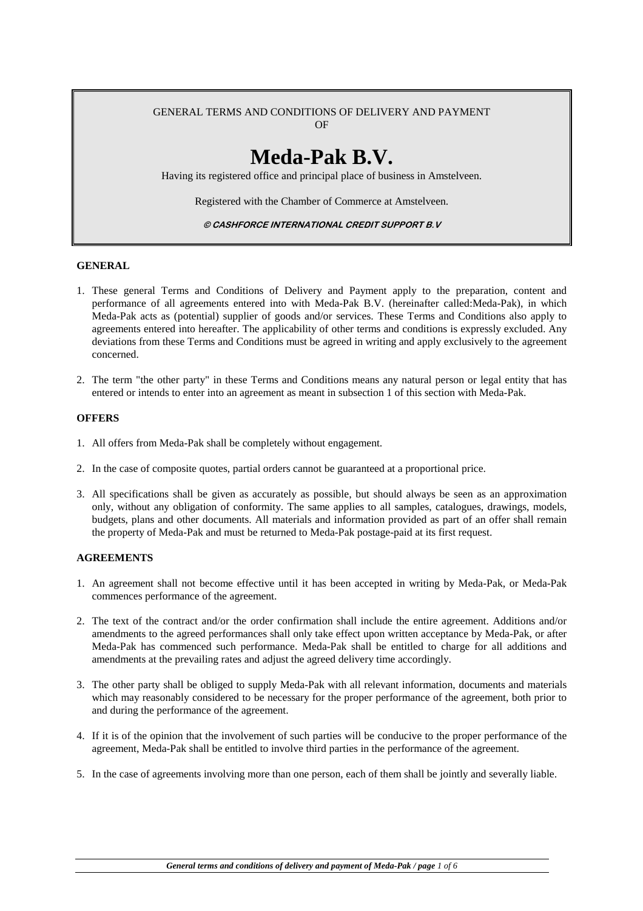GENERAL TERMS AND CONDITIONS OF DELIVERY AND PAYMENT OF

# Meda-Pak B.V.

Having its registered office and principal place of business in Amstelveen.

Registered with the Chamber of Commerce at Amstelveen.

***© CASHFORCE INTERNATIONAL CREDIT SUPPORT B.V***

## GENERAL

1. These general Terms and Conditions of Delivery and Payment apply to the preparation, content and performance of all agreements entered into with Meda-Pak B.V. (hereinafter called:Meda-Pak), in which Meda-Pak acts as (potential) supplier of goods and/or services. These Terms and Conditions also apply to agreements entered into hereafter. The applicability of other terms and conditions is expressly excluded. Any deviations from these Terms and Conditions must be agreed in writing and apply exclusively to the agreement concerned.
2. The term "the other party" in these Terms and Conditions means any natural person or legal entity that has entered or intends to enter into an agreement as meant in subsection 1 of this section with Meda-Pak.

## OFFERS

1. All offers from Meda-Pak shall be completely without engagement.
2. In the case of composite quotes, partial orders cannot be guaranteed at a proportional price.
3. All specifications shall be given as accurately as possible, but should always be seen as an approximation only, without any obligation of conformity. The same applies to all samples, catalogues, drawings, models, budgets, plans and other documents. All materials and information provided as part of an offer shall remain the property of Meda-Pak and must be returned to Meda-Pak postage-paid at its first request.

## AGREEMENTS

1. An agreement shall not become effective until it has been accepted in writing by Meda-Pak, or Meda-Pak commences performance of the agreement.
2. The text of the contract and/or the order confirmation shall include the entire agreement. Additions and/or amendments to the agreed performances shall only take effect upon written acceptance by Meda-Pak, or after Meda-Pak has commenced such performance. Meda-Pak shall be entitled to charge for all additions and amendments at the prevailing rates and adjust the agreed delivery time accordingly.
3. The other party shall be obliged to supply Meda-Pak with all relevant information, documents and materials which may reasonably considered to be necessary for the proper performance of the agreement, both prior to and during the performance of the agreement.
4. If it is of the opinion that the involvement of such parties will be conducive to the proper performance of the agreement, Meda-Pak shall be entitled to involve third parties in the performance of the agreement.
5. In the case of agreements involving more than one person, each of them shall be jointly and severally liable.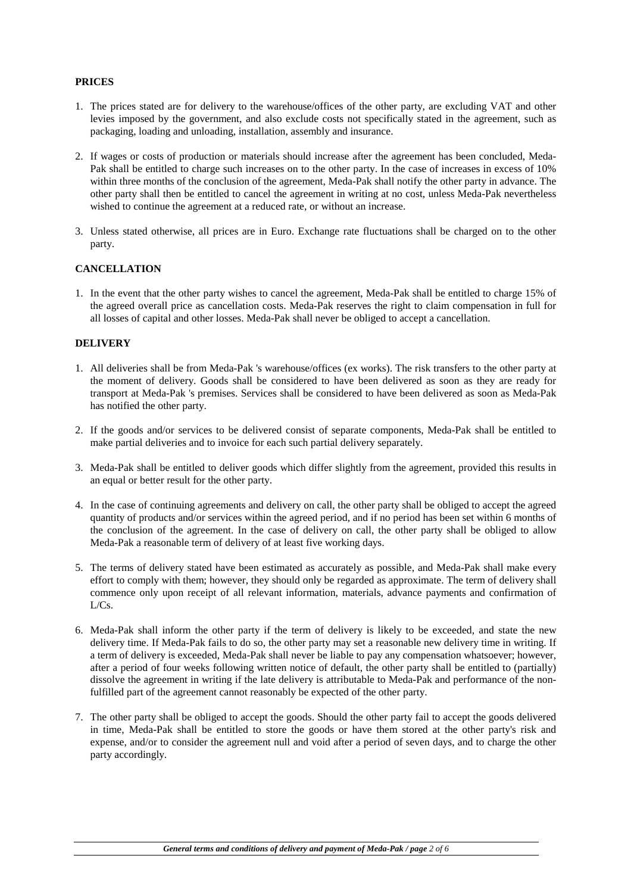## PRICES

1. The prices stated are for delivery to the warehouse/offices of the other party, are excluding VAT and other levies imposed by the government, and also exclude costs not specifically stated in the agreement, such as packaging, loading and unloading, installation, assembly and insurance.

2. If wages or costs of production or materials should increase after the agreement has been concluded, Meda-Pak shall be entitled to charge such increases on to the other party. In the case of increases in excess of 10% within three months of the conclusion of the agreement, Meda-Pak shall notify the other party in advance. The other party shall then be entitled to cancel the agreement in writing at no cost, unless Meda-Pak nevertheless wished to continue the agreement at a reduced rate, or without an increase.

3. Unless stated otherwise, all prices are in Euro. Exchange rate fluctuations shall be charged on to the other party.

## CANCELLATION

1. In the event that the other party wishes to cancel the agreement, Meda-Pak shall be entitled to charge 15% of the agreed overall price as cancellation costs. Meda-Pak reserves the right to claim compensation in full for all losses of capital and other losses. Meda-Pak shall never be obliged to accept a cancellation.

## DELIVERY

1. All deliveries shall be from Meda-Pak 's warehouse/offices (ex works). The risk transfers to the other party at the moment of delivery. Goods shall be considered to have been delivered as soon as they are ready for transport at Meda-Pak 's premises. Services shall be considered to have been delivered as soon as Meda-Pak has notified the other party.

2. If the goods and/or services to be delivered consist of separate components, Meda-Pak shall be entitled to make partial deliveries and to invoice for each such partial delivery separately.

3. Meda-Pak shall be entitled to deliver goods which differ slightly from the agreement, provided this results in an equal or better result for the other party.

4. In the case of continuing agreements and delivery on call, the other party shall be obliged to accept the agreed quantity of products and/or services within the agreed period, and if no period has been set within 6 months of the conclusion of the agreement. In the case of delivery on call, the other party shall be obliged to allow Meda-Pak a reasonable term of delivery of at least five working days.

5. The terms of delivery stated have been estimated as accurately as possible, and Meda-Pak shall make every effort to comply with them; however, they should only be regarded as approximate. The term of delivery shall commence only upon receipt of all relevant information, materials, advance payments and confirmation of L/Cs.

6. Meda-Pak shall inform the other party if the term of delivery is likely to be exceeded, and state the new delivery time. If Meda-Pak fails to do so, the other party may set a reasonable new delivery time in writing. If a term of delivery is exceeded, Meda-Pak shall never be liable to pay any compensation whatsoever; however, after a period of four weeks following written notice of default, the other party shall be entitled to (partially) dissolve the agreement in writing if the late delivery is attributable to Meda-Pak and performance of the non-fulfilled part of the agreement cannot reasonably be expected of the other party.

7. The other party shall be obliged to accept the goods. Should the other party fail to accept the goods delivered in time, Meda-Pak shall be entitled to store the goods or have them stored at the other party's risk and expense, and/or to consider the agreement null and void after a period of seven days, and to charge the other party accordingly.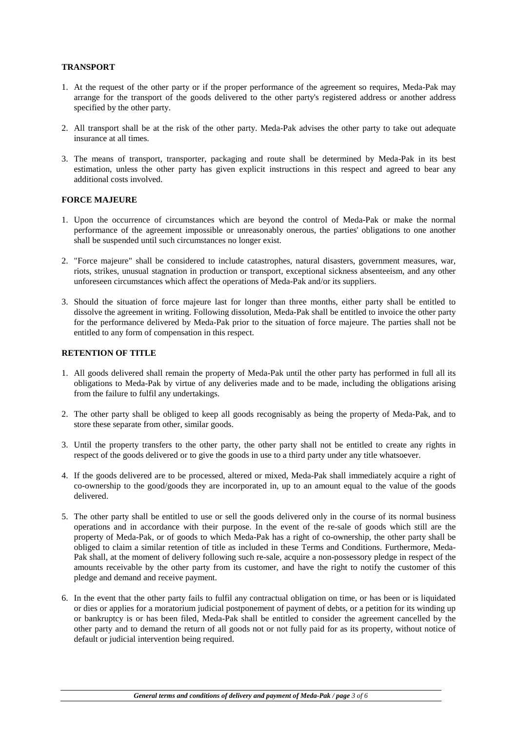**TRANSPORT**

1. At the request of the other party or if the proper performance of the agreement so requires, Meda-Pak may arrange for the transport of the goods delivered to the other party's registered address or another address specified by the other party.

2. All transport shall be at the risk of the other party. Meda-Pak advises the other party to take out adequate insurance at all times.

3. The means of transport, transporter, packaging and route shall be determined by Meda-Pak in its best estimation, unless the other party has given explicit instructions in this respect and agreed to bear any additional costs involved.

**FORCE MAJEURE**

1. Upon the occurrence of circumstances which are beyond the control of Meda-Pak or make the normal performance of the agreement impossible or unreasonably onerous, the parties' obligations to one another shall be suspended until such circumstances no longer exist.

2. "Force majeure" shall be considered to include catastrophes, natural disasters, government measures, war, riots, strikes, unusual stagnation in production or transport, exceptional sickness absenteeism, and any other unforeseen circumstances which affect the operations of Meda-Pak and/or its suppliers.

3. Should the situation of force majeure last for longer than three months, either party shall be entitled to dissolve the agreement in writing. Following dissolution, Meda-Pak shall be entitled to invoice the other party for the performance delivered by Meda-Pak prior to the situation of force majeure. The parties shall not be entitled to any form of compensation in this respect.

**RETENTION OF TITLE**

1. All goods delivered shall remain the property of Meda-Pak until the other party has performed in full all its obligations to Meda-Pak by virtue of any deliveries made and to be made, including the obligations arising from the failure to fulfil any undertakings.

2. The other party shall be obliged to keep all goods recognisably as being the property of Meda-Pak, and to store these separate from other, similar goods.

3. Until the property transfers to the other party, the other party shall not be entitled to create any rights in respect of the goods delivered or to give the goods in use to a third party under any title whatsoever.

4. If the goods delivered are to be processed, altered or mixed, Meda-Pak shall immediately acquire a right of co-ownership to the good/goods they are incorporated in, up to an amount equal to the value of the goods delivered.

5. The other party shall be entitled to use or sell the goods delivered only in the course of its normal business operations and in accordance with their purpose. In the event of the re-sale of goods which still are the property of Meda-Pak, or of goods to which Meda-Pak has a right of co-ownership, the other party shall be obliged to claim a similar retention of title as included in these Terms and Conditions. Furthermore, Meda-Pak shall, at the moment of delivery following such re-sale, acquire a non-possessory pledge in respect of the amounts receivable by the other party from its customer, and have the right to notify the customer of this pledge and demand and receive payment.

6. In the event that the other party fails to fulfil any contractual obligation on time, or has been or is liquidated or dies or applies for a moratorium judicial postponement of payment of debts, or a petition for its winding up or bankruptcy is or has been filed, Meda-Pak shall be entitled to consider the agreement cancelled by the other party and to demand the return of all goods not or not fully paid for as its property, without notice of default or judicial intervention being required.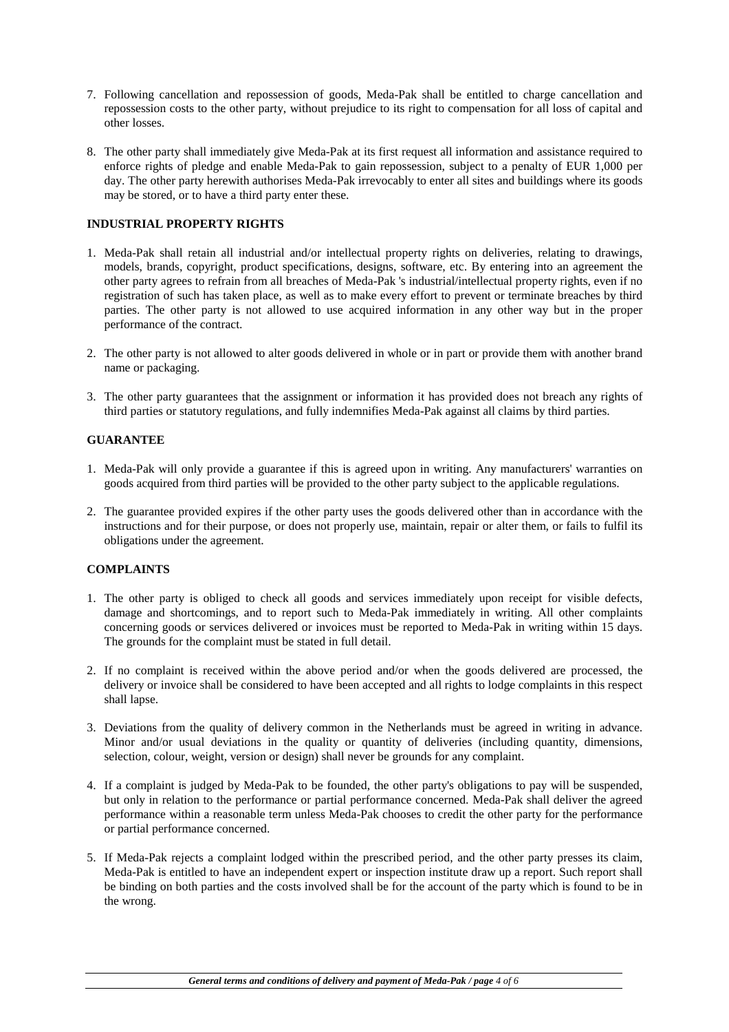7. Following cancellation and repossession of goods, Meda-Pak shall be entitled to charge cancellation and repossession costs to the other party, without prejudice to its right to compensation for all loss of capital and other losses.

8. The other party shall immediately give Meda-Pak at its first request all information and assistance required to enforce rights of pledge and enable Meda-Pak to gain repossession, subject to a penalty of EUR 1,000 per day. The other party herewith authorises Meda-Pak irrevocably to enter all sites and buildings where its goods may be stored, or to have a third party enter these.

**INDUSTRIAL PROPERTY RIGHTS**

1. Meda-Pak shall retain all industrial and/or intellectual property rights on deliveries, relating to drawings, models, brands, copyright, product specifications, designs, software, etc. By entering into an agreement the other party agrees to refrain from all breaches of Meda-Pak 's industrial/intellectual property rights, even if no registration of such has taken place, as well as to make every effort to prevent or terminate breaches by third parties. The other party is not allowed to use acquired information in any other way but in the proper performance of the contract.

2. The other party is not allowed to alter goods delivered in whole or in part or provide them with another brand name or packaging.

3. The other party guarantees that the assignment or information it has provided does not breach any rights of third parties or statutory regulations, and fully indemnifies Meda-Pak against all claims by third parties.

**GUARANTEE**

1. Meda-Pak will only provide a guarantee if this is agreed upon in writing. Any manufacturers' warranties on goods acquired from third parties will be provided to the other party subject to the applicable regulations.

2. The guarantee provided expires if the other party uses the goods delivered other than in accordance with the instructions and for their purpose, or does not properly use, maintain, repair or alter them, or fails to fulfil its obligations under the agreement.

**COMPLAINTS**

1. The other party is obliged to check all goods and services immediately upon receipt for visible defects, damage and shortcomings, and to report such to Meda-Pak immediately in writing. All other complaints concerning goods or services delivered or invoices must be reported to Meda-Pak in writing within 15 days. The grounds for the complaint must be stated in full detail.

2. If no complaint is received within the above period and/or when the goods delivered are processed, the delivery or invoice shall be considered to have been accepted and all rights to lodge complaints in this respect shall lapse.

3. Deviations from the quality of delivery common in the Netherlands must be agreed in writing in advance. Minor and/or usual deviations in the quality or quantity of deliveries (including quantity, dimensions, selection, colour, weight, version or design) shall never be grounds for any complaint.

4. If a complaint is judged by Meda-Pak to be founded, the other party's obligations to pay will be suspended, but only in relation to the performance or partial performance concerned. Meda-Pak shall deliver the agreed performance within a reasonable term unless Meda-Pak chooses to credit the other party for the performance or partial performance concerned.

5. If Meda-Pak rejects a complaint lodged within the prescribed period, and the other party presses its claim, Meda-Pak is entitled to have an independent expert or inspection institute draw up a report. Such report shall be binding on both parties and the costs involved shall be for the account of the party which is found to be in the wrong.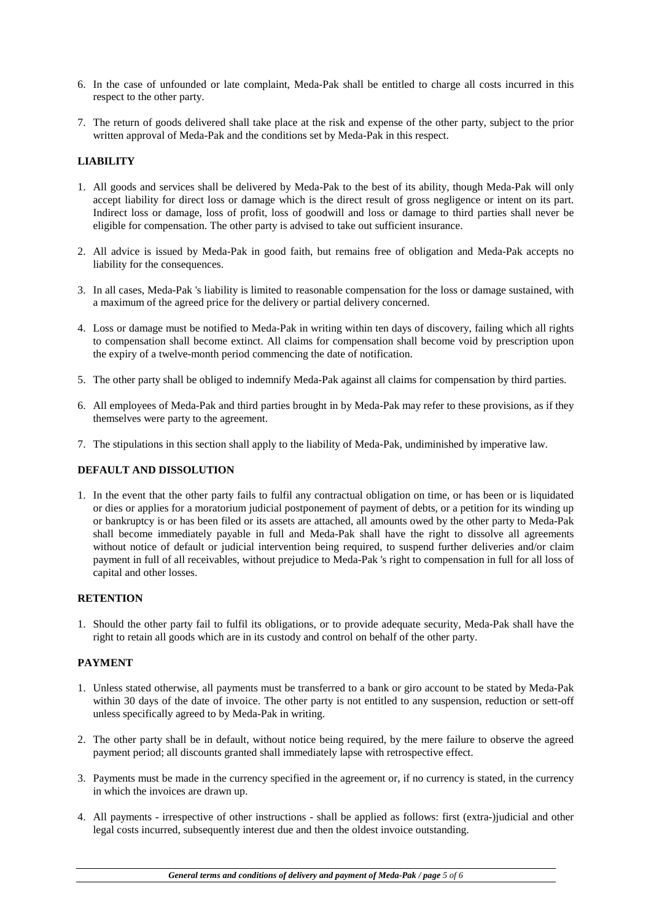6. In the case of unfounded or late complaint, Meda-Pak shall be entitled to charge all costs incurred in this respect to the other party.

7. The return of goods delivered shall take place at the risk and expense of the other party, subject to the prior written approval of Meda-Pak and the conditions set by Meda-Pak in this respect.

**LIABILITY**

1. All goods and services shall be delivered by Meda-Pak to the best of its ability, though Meda-Pak will only accept liability for direct loss or damage which is the direct result of gross negligence or intent on its part. Indirect loss or damage, loss of profit, loss of goodwill and loss or damage to third parties shall never be eligible for compensation. The other party is advised to take out sufficient insurance.

2. All advice is issued by Meda-Pak in good faith, but remains free of obligation and Meda-Pak accepts no liability for the consequences.

3. In all cases, Meda-Pak 's liability is limited to reasonable compensation for the loss or damage sustained, with a maximum of the agreed price for the delivery or partial delivery concerned.

4. Loss or damage must be notified to Meda-Pak in writing within ten days of discovery, failing which all rights to compensation shall become extinct. All claims for compensation shall become void by prescription upon the expiry of a twelve-month period commencing the date of notification.

5. The other party shall be obliged to indemnify Meda-Pak against all claims for compensation by third parties.

6. All employees of Meda-Pak and third parties brought in by Meda-Pak may refer to these provisions, as if they themselves were party to the agreement.

7. The stipulations in this section shall apply to the liability of Meda-Pak, undiminished by imperative law.

**DEFAULT AND DISSOLUTION**

1. In the event that the other party fails to fulfil any contractual obligation on time, or has been or is liquidated or dies or applies for a moratorium judicial postponement of payment of debts, or a petition for its winding up or bankruptcy is or has been filed or its assets are attached, all amounts owed by the other party to Meda-Pak shall become immediately payable in full and Meda-Pak shall have the right to dissolve all agreements without notice of default or judicial intervention being required, to suspend further deliveries and/or claim payment in full of all receivables, without prejudice to Meda-Pak 's right to compensation in full for all loss of capital and other losses.

**RETENTION**

1. Should the other party fail to fulfil its obligations, or to provide adequate security, Meda-Pak shall have the right to retain all goods which are in its custody and control on behalf of the other party.

**PAYMENT**

1. Unless stated otherwise, all payments must be transferred to a bank or giro account to be stated by Meda-Pak within 30 days of the date of invoice. The other party is not entitled to any suspension, reduction or sett-off unless specifically agreed to by Meda-Pak in writing.

2. The other party shall be in default, without notice being required, by the mere failure to observe the agreed payment period; all discounts granted shall immediately lapse with retrospective effect.

3. Payments must be made in the currency specified in the agreement or, if no currency is stated, in the currency in which the invoices are drawn up.

4. All payments - irrespective of other instructions - shall be applied as follows: first (extra-)judicial and other legal costs incurred, subsequently interest due and then the oldest invoice outstanding.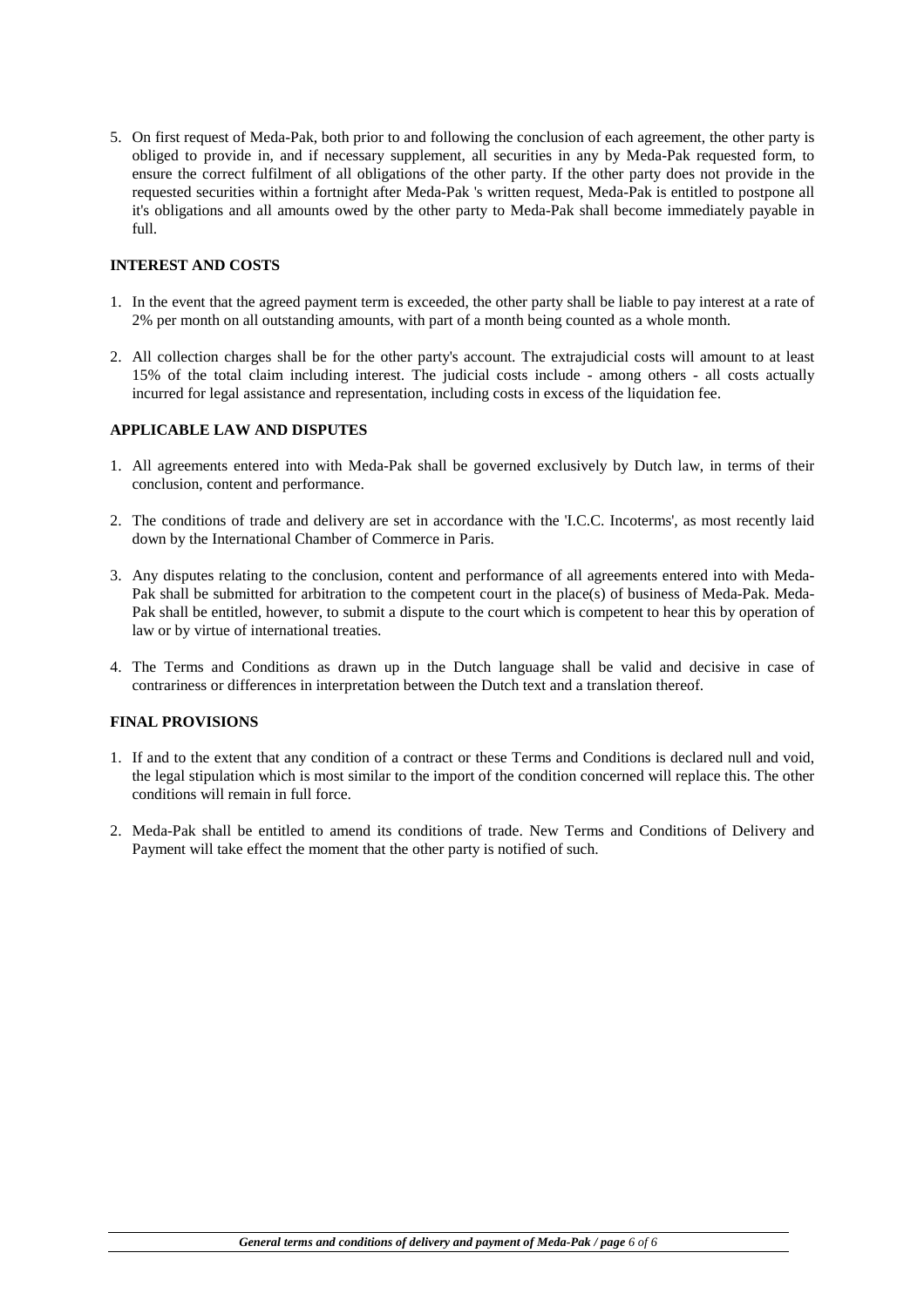5. On first request of Meda-Pak, both prior to and following the conclusion of each agreement, the other party is obliged to provide in, and if necessary supplement, all securities in any by Meda-Pak requested form, to ensure the correct fulfilment of all obligations of the other party. If the other party does not provide in the requested securities within a fortnight after Meda-Pak 's written request, Meda-Pak is entitled to postpone all it's obligations and all amounts owed by the other party to Meda-Pak shall become immediately payable in full.

**INTEREST AND COSTS**

1. In the event that the agreed payment term is exceeded, the other party shall be liable to pay interest at a rate of 2% per month on all outstanding amounts, with part of a month being counted as a whole month.

2. All collection charges shall be for the other party's account. The extrajudicial costs will amount to at least 15% of the total claim including interest. The judicial costs include - among others - all costs actually incurred for legal assistance and representation, including costs in excess of the liquidation fee.

**APPLICABLE LAW AND DISPUTES**

1. All agreements entered into with Meda-Pak shall be governed exclusively by Dutch law, in terms of their conclusion, content and performance.

2. The conditions of trade and delivery are set in accordance with the 'I.C.C. Incoterms', as most recently laid down by the International Chamber of Commerce in Paris.

3. Any disputes relating to the conclusion, content and performance of all agreements entered into with Meda-Pak shall be submitted for arbitration to the competent court in the place(s) of business of Meda-Pak. Meda-Pak shall be entitled, however, to submit a dispute to the court which is competent to hear this by operation of law or by virtue of international treaties.

4. The Terms and Conditions as drawn up in the Dutch language shall be valid and decisive in case of contrariness or differences in interpretation between the Dutch text and a translation thereof.

**FINAL PROVISIONS**

1. If and to the extent that any condition of a contract or these Terms and Conditions is declared null and void, the legal stipulation which is most similar to the import of the condition concerned will replace this. The other conditions will remain in full force.

2. Meda-Pak shall be entitled to amend its conditions of trade. New Terms and Conditions of Delivery and Payment will take effect the moment that the other party is notified of such.